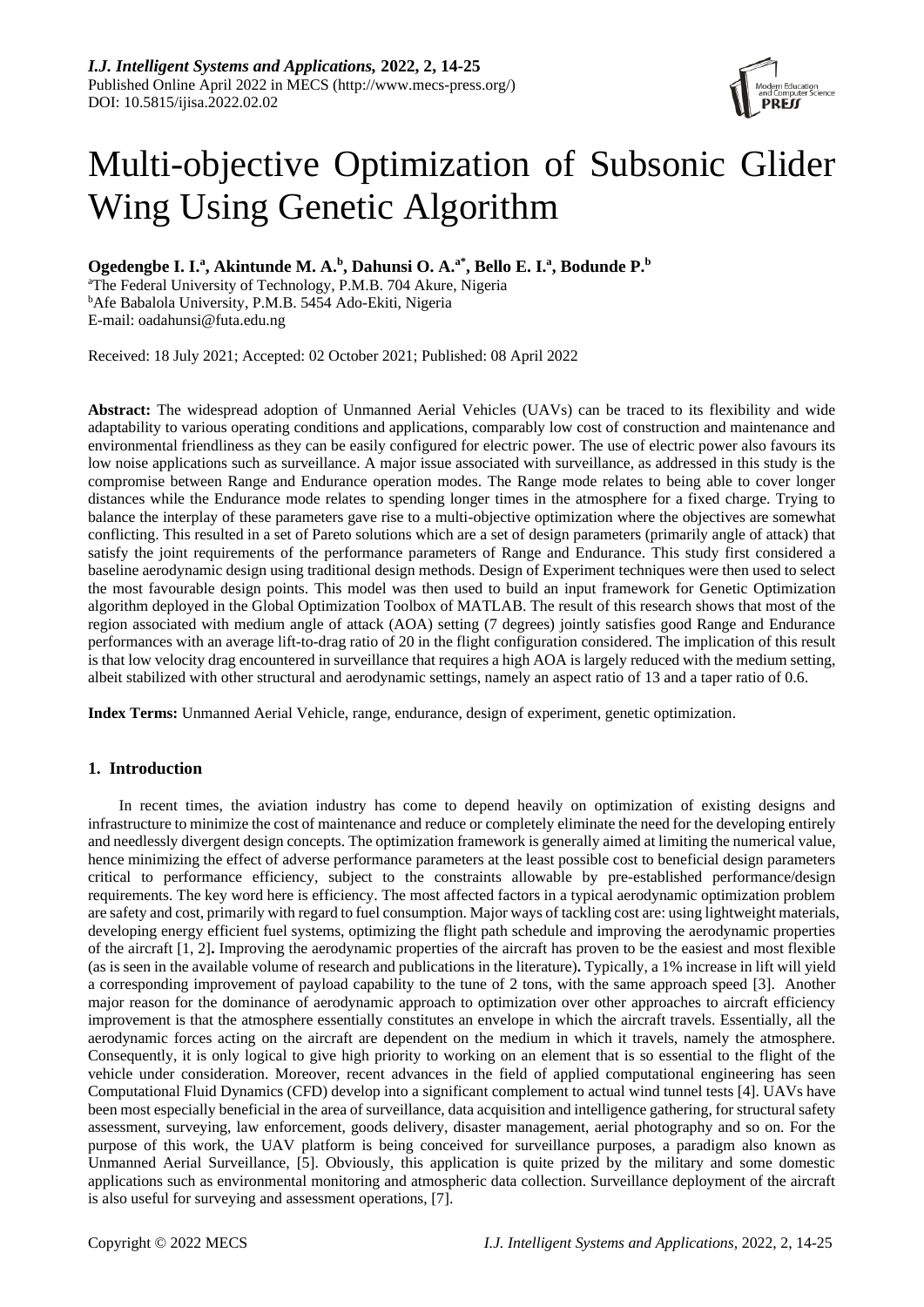# Multi-objective Optimization of Subsonic Glider Wing Using Genetic Algorithm

**Ogedengbe I. I.[a], Akintunde M. A.[b], Dahunsi O. A.[a*], Bello E. I.[a], Bodunde P.[b]**

[a]The Federal University of Technology, P.M.B. 704 Akure, Nigeria
[b]Afe Babalola University, P.M.B. 5454 Ado-Ekiti, Nigeria
E-mail: oadahunsi@futa.edu.ng

Received: 18 July 2021; Accepted: 02 October 2021; Published: 08 April 2022

**Abstract:** The widespread adoption of Unmanned Aerial Vehicles (UAVs) can be traced to its flexibility and wide adaptability to various operating conditions and applications, comparably low cost of construction and maintenance and environmental friendliness as they can be easily configured for electric power. The use of electric power also favours its low noise applications such as surveillance. A major issue associated with surveillance, as addressed in this study is the compromise between Range and Endurance operation modes. The Range mode relates to being able to cover longer distances while the Endurance mode relates to spending longer times in the atmosphere for a fixed charge. Trying to balance the interplay of these parameters gave rise to a multi-objective optimization where the objectives are somewhat conflicting. This resulted in a set of Pareto solutions which are a set of design parameters (primarily angle of attack) that satisfy the joint requirements of the performance parameters of Range and Endurance. This study first considered a baseline aerodynamic design using traditional design methods. Design of Experiment techniques were then used to select the most favourable design points. This model was then used to build an input framework for Genetic Optimization algorithm deployed in the Global Optimization Toolbox of MATLAB. The result of this research shows that most of the region associated with medium angle of attack (AOA) setting (7 degrees) jointly satisfies good Range and Endurance performances with an average lift-to-drag ratio of 20 in the flight configuration considered. The implication of this result is that low velocity drag encountered in surveillance that requires a high AOA is largely reduced with the medium setting, albeit stabilized with other structural and aerodynamic settings, namely an aspect ratio of 13 and a taper ratio of 0.6.

**Index Terms:** Unmanned Aerial Vehicle, range, endurance, design of experiment, genetic optimization.

## 1. Introduction

In recent times, the aviation industry has come to depend heavily on optimization of existing designs and infrastructure to minimize the cost of maintenance and reduce or completely eliminate the need for the developing entirely and needlessly divergent design concepts. The optimization framework is generally aimed at limiting the numerical value, hence minimizing the effect of adverse performance parameters at the least possible cost to beneficial design parameters critical to performance efficiency, subject to the constraints allowable by pre-established performance/design requirements. The key word here is efficiency. The most affected factors in a typical aerodynamic optimization problem are safety and cost, primarily with regard to fuel consumption. Major ways of tackling cost are: using lightweight materials, developing energy efficient fuel systems, optimizing the flight path schedule and improving the aerodynamic properties of the aircraft [1, 2]**.** Improving the aerodynamic properties of the aircraft has proven to be the easiest and most flexible (as is seen in the available volume of research and publications in the literature)**.** Typically, a 1% increase in lift will yield a corresponding improvement of payload capability to the tune of 2 tons, with the same approach speed [3]. Another major reason for the dominance of aerodynamic approach to optimization over other approaches to aircraft efficiency improvement is that the atmosphere essentially constitutes an envelope in which the aircraft travels. Essentially, all the aerodynamic forces acting on the aircraft are dependent on the medium in which it travels, namely the atmosphere. Consequently, it is only logical to give high priority to working on an element that is so essential to the flight of the vehicle under consideration. Moreover, recent advances in the field of applied computational engineering has seen Computational Fluid Dynamics (CFD) develop into a significant complement to actual wind tunnel tests [4]. UAVs have been most especially beneficial in the area of surveillance, data acquisition and intelligence gathering, for structural safety assessment, surveying, law enforcement, goods delivery, disaster management, aerial photography and so on. For the purpose of this work, the UAV platform is being conceived for surveillance purposes, a paradigm also known as Unmanned Aerial Surveillance, [5]. Obviously, this application is quite prized by the military and some domestic applications such as environmental monitoring and atmospheric data collection. Surveillance deployment of the aircraft is also useful for surveying and assessment operations, [7].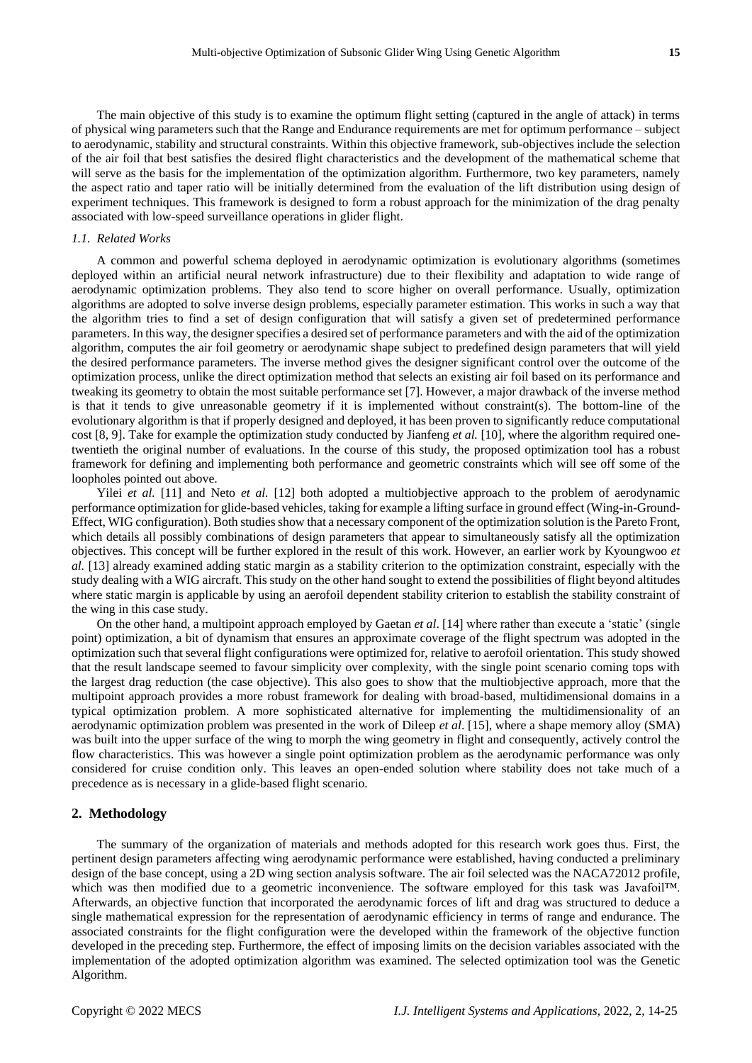The main objective of this study is to examine the optimum flight setting (captured in the angle of attack) in terms of physical wing parameters such that the Range and Endurance requirements are met for optimum performance – subject to aerodynamic, stability and structural constraints. Within this objective framework, sub-objectives include the selection of the air foil that best satisfies the desired flight characteristics and the development of the mathematical scheme that will serve as the basis for the implementation of the optimization algorithm. Furthermore, two key parameters, namely the aspect ratio and taper ratio will be initially determined from the evaluation of the lift distribution using design of experiment techniques. This framework is designed to form a robust approach for the minimization of the drag penalty associated with low-speed surveillance operations in glider flight.

### *1.1. Related Works*

A common and powerful schema deployed in aerodynamic optimization is evolutionary algorithms (sometimes deployed within an artificial neural network infrastructure) due to their flexibility and adaptation to wide range of aerodynamic optimization problems. They also tend to score higher on overall performance. Usually, optimization algorithms are adopted to solve inverse design problems, especially parameter estimation. This works in such a way that the algorithm tries to find a set of design configuration that will satisfy a given set of predetermined performance parameters. In this way, the designer specifies a desired set of performance parameters and with the aid of the optimization algorithm, computes the air foil geometry or aerodynamic shape subject to predefined design parameters that will yield the desired performance parameters. The inverse method gives the designer significant control over the outcome of the optimization process, unlike the direct optimization method that selects an existing air foil based on its performance and tweaking its geometry to obtain the most suitable performance set [7]. However, a major drawback of the inverse method is that it tends to give unreasonable geometry if it is implemented without constraint(s). The bottom-line of the evolutionary algorithm is that if properly designed and deployed, it has been proven to significantly reduce computational cost [8, 9]. Take for example the optimization study conducted by Jianfeng *et al.* [10], where the algorithm required one-twentieth the original number of evaluations. In the course of this study, the proposed optimization tool has a robust framework for defining and implementing both performance and geometric constraints which will see off some of the loopholes pointed out above.

Yilei *et al.* [11] and Neto *et al.* [12] both adopted a multiobjective approach to the problem of aerodynamic performance optimization for glide-based vehicles, taking for example a lifting surface in ground effect (Wing-in-Ground-Effect, WIG configuration). Both studies show that a necessary component of the optimization solution is the Pareto Front, which details all possibly combinations of design parameters that appear to simultaneously satisfy all the optimization objectives. This concept will be further explored in the result of this work. However, an earlier work by Kyoungwoo *et al.* [13] already examined adding static margin as a stability criterion to the optimization constraint, especially with the study dealing with a WIG aircraft. This study on the other hand sought to extend the possibilities of flight beyond altitudes where static margin is applicable by using an aerofoil dependent stability criterion to establish the stability constraint of the wing in this case study.

On the other hand, a multipoint approach employed by Gaetan *et al*. [14] where rather than execute a 'static' (single point) optimization, a bit of dynamism that ensures an approximate coverage of the flight spectrum was adopted in the optimization such that several flight configurations were optimized for, relative to aerofoil orientation. This study showed that the result landscape seemed to favour simplicity over complexity, with the single point scenario coming tops with the largest drag reduction (the case objective). This also goes to show that the multiobjective approach, more that the multipoint approach provides a more robust framework for dealing with broad-based, multidimensional domains in a typical optimization problem. A more sophisticated alternative for implementing the multidimensionality of an aerodynamic optimization problem was presented in the work of Dileep *et al*. [15], where a shape memory alloy (SMA) was built into the upper surface of the wing to morph the wing geometry in flight and consequently, actively control the flow characteristics. This was however a single point optimization problem as the aerodynamic performance was only considered for cruise condition only. This leaves an open-ended solution where stability does not take much of a precedence as is necessary in a glide-based flight scenario.

## 2. Methodology

The summary of the organization of materials and methods adopted for this research work goes thus. First, the pertinent design parameters affecting wing aerodynamic performance were established, having conducted a preliminary design of the base concept, using a 2D wing section analysis software. The air foil selected was the NACA72012 profile, which was then modified due to a geometric inconvenience. The software employed for this task was Javafoil™. Afterwards, an objective function that incorporated the aerodynamic forces of lift and drag was structured to deduce a single mathematical expression for the representation of aerodynamic efficiency in terms of range and endurance. The associated constraints for the flight configuration were the developed within the framework of the objective function developed in the preceding step. Furthermore, the effect of imposing limits on the decision variables associated with the implementation of the adopted optimization algorithm was examined. The selected optimization tool was the Genetic Algorithm.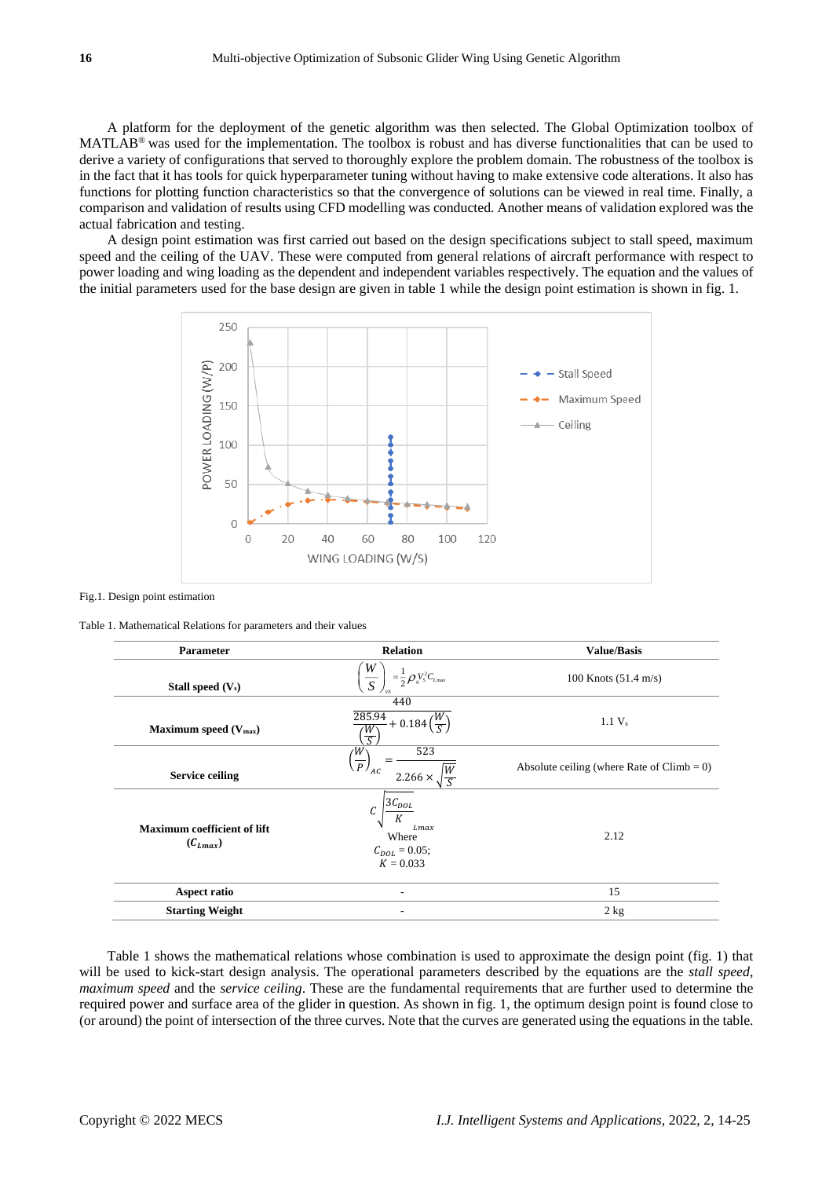A platform for the deployment of the genetic algorithm was then selected. The Global Optimization toolbox of MATLAB® was used for the implementation. The toolbox is robust and has diverse functionalities that can be used to derive a variety of configurations that served to thoroughly explore the problem domain. The robustness of the toolbox is in the fact that it has tools for quick hyperparameter tuning without having to make extensive code alterations. It also has functions for plotting function characteristics so that the convergence of solutions can be viewed in real time. Finally, a comparison and validation of results using CFD modelling was conducted. Another means of validation explored was the actual fabrication and testing.

A design point estimation was first carried out based on the design specifications subject to stall speed, maximum speed and the ceiling of the UAV. These were computed from general relations of aircraft performance with respect to power loading and wing loading as the dependent and independent variables respectively. The equation and the values of the initial parameters used for the base design are given in table 1 while the design point estimation is shown in fig. 1.

Fig.1. Design point estimation

Table 1. Mathematical Relations for parameters and their values

| Parameter | Relation | Value/Basis |
|---|---|---|
| Stall speed ($V_s$) | $\left(\frac{W}{S}\right)_{V_S} = \frac{1}{2}\rho V_S^2 C_{L_{max}}$ | 100 Knots (51.4 m/s) |
| Maximum speed ($V_{max}$) | $\frac{440}{\frac{285.94}{\left(\frac{W}{S}\right)} + 0.184\left(\frac{W}{S}\right)}$ | 1.1 $V_s$ |
| Service ceiling | $\left(\frac{W}{P}\right)_{AC} = \frac{523}{2.266 \times \sqrt{\frac{W}{S}}}$ | Absolute ceiling (where Rate of Climb = 0) |
| Maximum coefficient of lift ($C_{Lmax}$) | $C_{Lmax} \sqrt{\frac{3C_{DOL}}{K}}$ Where $C_{DOL} = 0.05$; $K = 0.033$ | 2.12 |
| Aspect ratio | - | 15 |
| Starting Weight | - | 2 kg |

Table 1 shows the mathematical relations whose combination is used to approximate the design point (fig. 1) that will be used to kick-start design analysis. The operational parameters described by the equations are the *stall speed*, *maximum speed* and the *service ceiling*. These are the fundamental requirements that are further used to determine the required power and surface area of the glider in question. As shown in fig. 1, the optimum design point is found close to (or around) the point of intersection of the three curves. Note that the curves are generated using the equations in the table.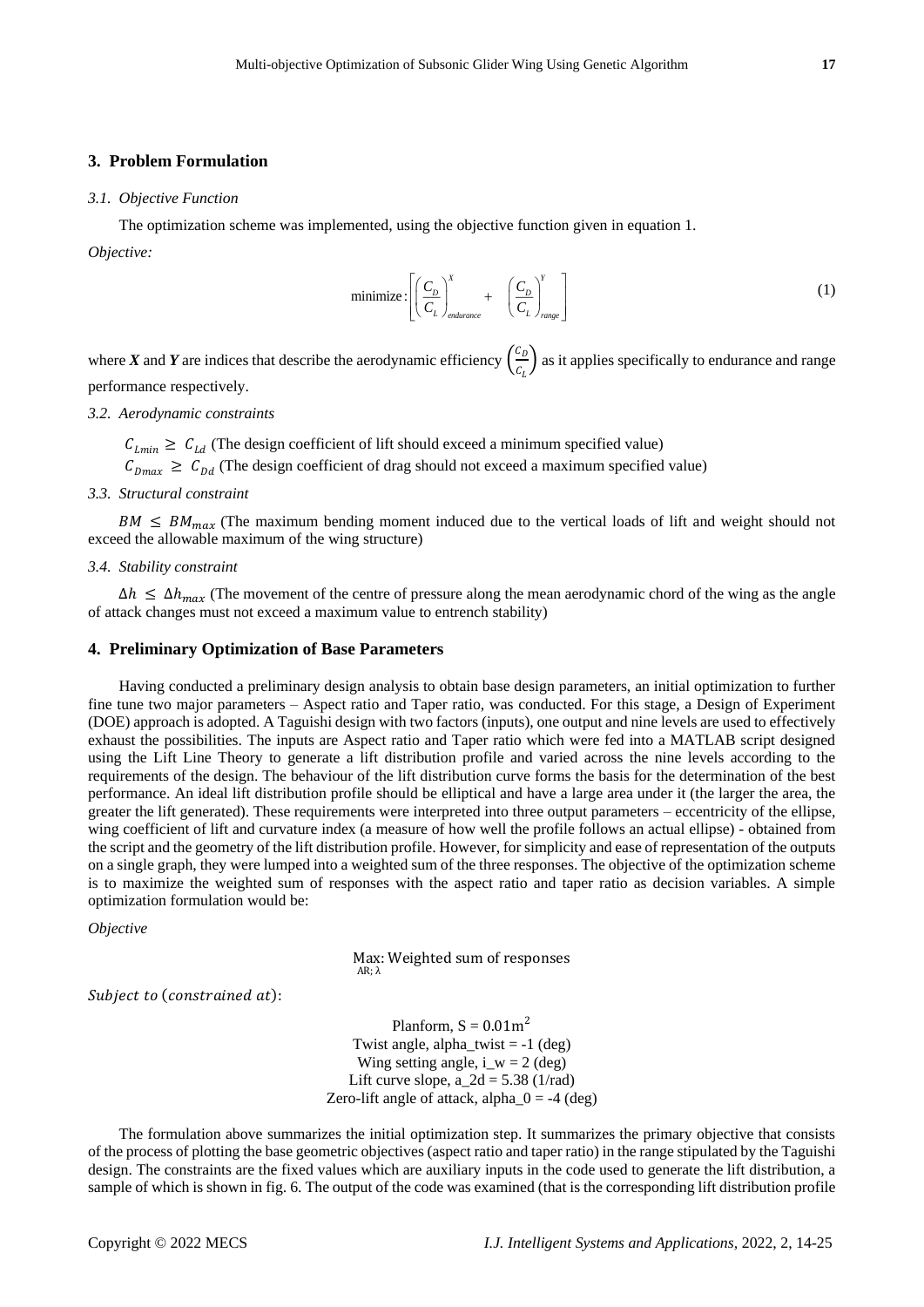## 3. Problem Formulation

### 3.1. Objective Function

The optimization scheme was implemented, using the objective function given in equation 1.

*Objective:*

$$\text{minimize}:\left[\left(\frac{C_D}{C_L}\right)^X_{endurance} + \left(\frac{C_D}{C_L}\right)^Y_{range}\right] \tag{1}$$

where ***X*** and ***Y*** are indices that describe the aerodynamic efficiency $\left(\frac{C_D}{C_L}\right)$ as it applies specifically to endurance and range performance respectively.

### 3.2. Aerodynamic constraints

$C_{Lmin} \geq C_{Ld}$ (The design coefficient of lift should exceed a minimum specified value)

$C_{Dmax} \geq C_{Dd}$ (The design coefficient of drag should not exceed a maximum specified value)

### 3.3. Structural constraint

$BM \leq BM_{max}$ (The maximum bending moment induced due to the vertical loads of lift and weight should not exceed the allowable maximum of the wing structure)

### 3.4. Stability constraint

$\Delta h \leq \Delta h_{max}$ (The movement of the centre of pressure along the mean aerodynamic chord of the wing as the angle of attack changes must not exceed a maximum value to entrench stability)

## 4. Preliminary Optimization of Base Parameters

Having conducted a preliminary design analysis to obtain base design parameters, an initial optimization to further fine tune two major parameters – Aspect ratio and Taper ratio, was conducted. For this stage, a Design of Experiment (DOE) approach is adopted. A Taguishi design with two factors (inputs), one output and nine levels are used to effectively exhaust the possibilities. The inputs are Aspect ratio and Taper ratio which were fed into a MATLAB script designed using the Lift Line Theory to generate a lift distribution profile and varied across the nine levels according to the requirements of the design. The behaviour of the lift distribution curve forms the basis for the determination of the best performance. An ideal lift distribution profile should be elliptical and have a large area under it (the larger the area, the greater the lift generated). These requirements were interpreted into three output parameters – eccentricity of the ellipse, wing coefficient of lift and curvature index (a measure of how well the profile follows an actual ellipse) - obtained from the script and the geometry of the lift distribution profile. However, for simplicity and ease of representation of the outputs on a single graph, they were lumped into a weighted sum of the three responses. The objective of the optimization scheme is to maximize the weighted sum of responses with the aspect ratio and taper ratio as decision variables. A simple optimization formulation would be:

*Objective*

$$\max_{AR;\,\lambda} : \text{Weighted sum of responses}$$

*Subject to (constrained at):*

Planform, $S = 0.01\text{m}^2$
Twist angle, alpha_twist = -1 (deg)
Wing setting angle, i_w = 2 (deg)
Lift curve slope, a_2d = 5.38 (1/rad)
Zero-lift angle of attack, alpha_0 = -4 (deg)

The formulation above summarizes the initial optimization step. It summarizes the primary objective that consists of the process of plotting the base geometric objectives (aspect ratio and taper ratio) in the range stipulated by the Taguishi design. The constraints are the fixed values which are auxiliary inputs in the code used to generate the lift distribution, a sample of which is shown in fig. 6. The output of the code was examined (that is the corresponding lift distribution profile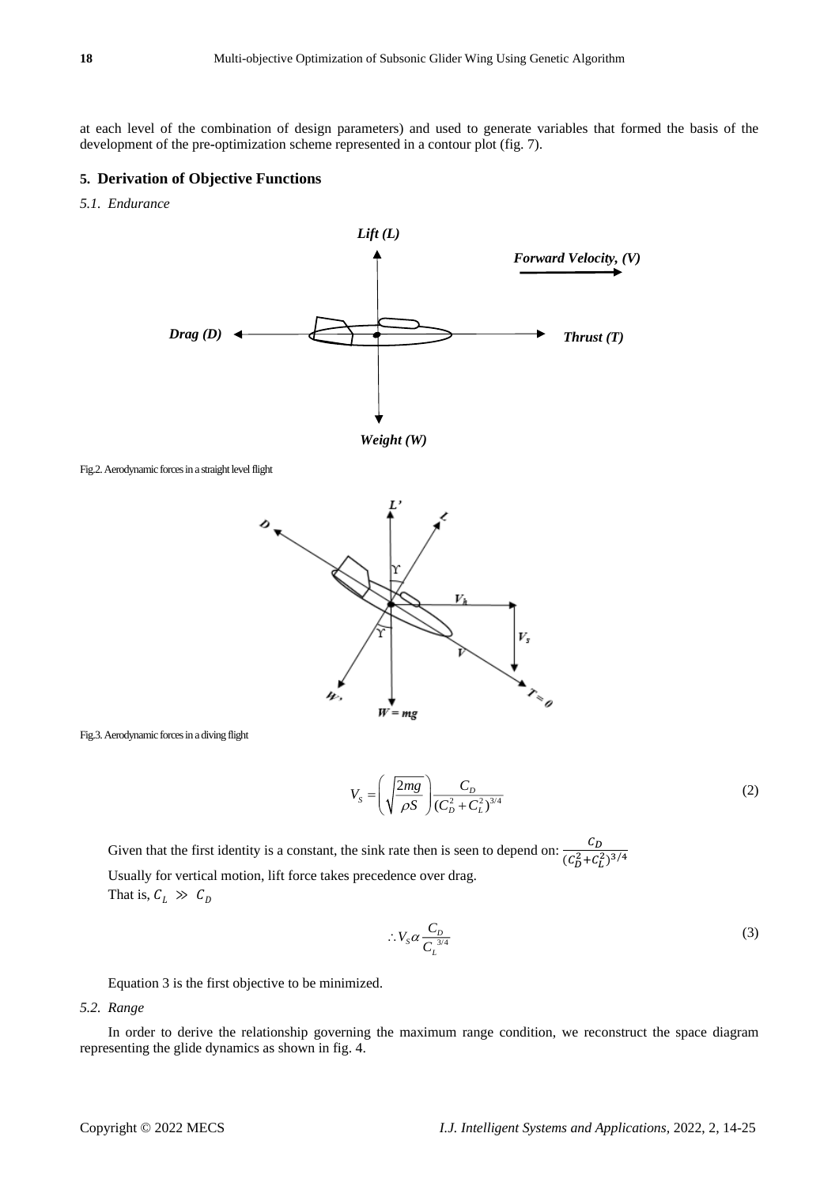at each level of the combination of design parameters) and used to generate variables that formed the basis of the development of the pre-optimization scheme represented in a contour plot (fig. 7).

## 5. Derivation of Objective Functions

### *5.1. Endurance*

Fig.2. Aerodynamic forces in a straight level flight

Fig.3. Aerodynamic forces in a diving flight

$$V_S = \left(\sqrt{\frac{2mg}{\rho S}}\right)\frac{C_D}{(C_D^2 + C_L^2)^{3/4}} \tag{2}$$

Given that the first identity is a constant, the sink rate then is seen to depend on: $\frac{C_D}{(C_D^2+C_L^2)^{3/4}}$

Usually for vertical motion, lift force takes precedence over drag.

That is, $C_L \gg C_D$

$$\therefore V_S \alpha \frac{C_D}{C_L^{\ 3/4}} \tag{3}$$

Equation 3 is the first objective to be minimized.

### *5.2. Range*

In order to derive the relationship governing the maximum range condition, we reconstruct the space diagram representing the glide dynamics as shown in fig. 4.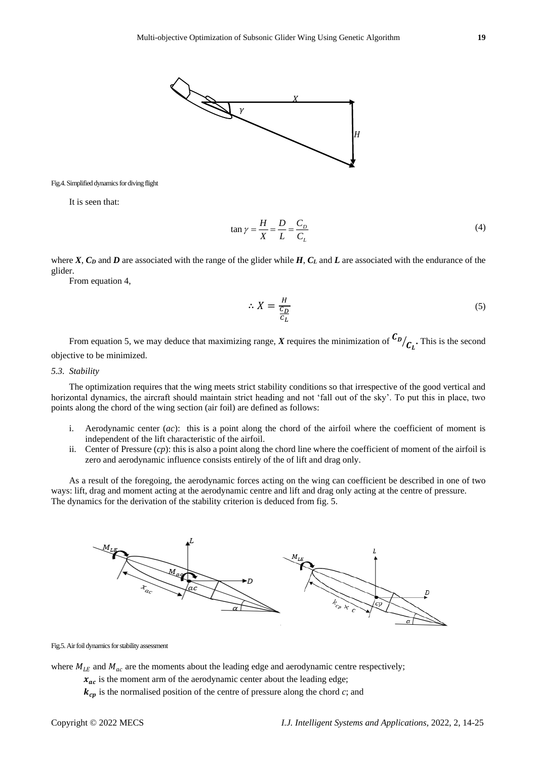Fig.4. Simplified dynamics for diving flight

It is seen that:

$$\tan\gamma = \frac{H}{X} = \frac{D}{L} = \frac{C_D}{C_L} \tag{4}$$

where $\boldsymbol{X}$, $\boldsymbol{C_D}$ and $\boldsymbol{D}$ are associated with the range of the glider while $\boldsymbol{H}$, $\boldsymbol{C_L}$ and $\boldsymbol{L}$ are associated with the endurance of the glider.

From equation 4,

$$\therefore X = \frac{H}{\frac{C_D}{C_L}} \tag{5}$$

From equation 5, we may deduce that maximizing range, $\boldsymbol{X}$ requires the minimization of $\boldsymbol{C_D}/\boldsymbol{C_L}$. This is the second objective to be minimized.

*5.3. Stability*

The optimization requires that the wing meets strict stability conditions so that irrespective of the good vertical and horizontal dynamics, the aircraft should maintain strict heading and not 'fall out of the sky'. To put this in place, two points along the chord of the wing section (air foil) are defined as follows:

i. Aerodynamic center (*ac*): this is a point along the chord of the airfoil where the coefficient of moment is independent of the lift characteristic of the airfoil.
ii. Center of Pressure (*cp*): this is also a point along the chord line where the coefficient of moment of the airfoil is zero and aerodynamic influence consists entirely of the of lift and drag only.

As a result of the foregoing, the aerodynamic forces acting on the wing can coefficient be described in one of two ways: lift, drag and moment acting at the aerodynamic centre and lift and drag only acting at the centre of pressure.
The dynamics for the derivation of the stability criterion is deduced from fig. 5.

Fig.5. Air foil dynamics for stability assessment

where $M_{LE}$ and $M_{ac}$ are the moments about the leading edge and aerodynamic centre respectively;

$\boldsymbol{x_{ac}}$ is the moment arm of the aerodynamic center about the leading edge;

$\boldsymbol{k_{cp}}$ is the normalised position of the centre of pressure along the chord $c$; and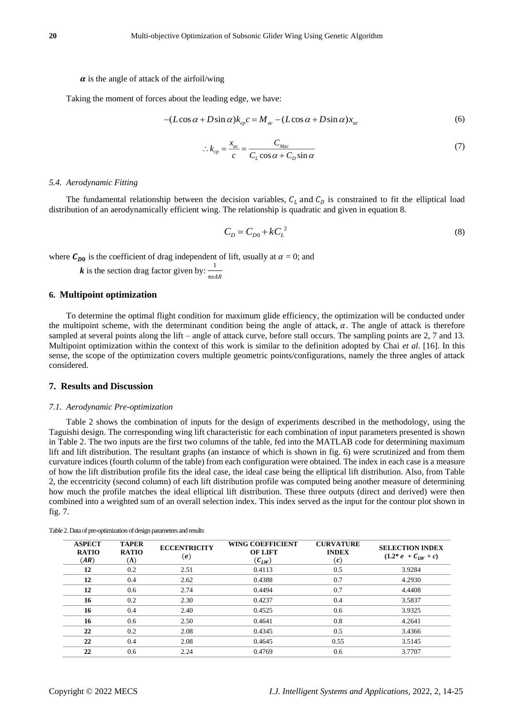$\boldsymbol{\alpha}$ is the angle of attack of the airfoil/wing

Taking the moment of forces about the leading edge, we have:

$$-(L\cos\alpha + D\sin\alpha)k_{cp}c = M_{ac} - (L\cos\alpha + D\sin\alpha)x_{ac} \tag{6}$$

$$\therefore k_{cp} = \frac{x_{ac}}{c} = \frac{C_{Mac}}{C_L\cos\alpha + C_D\sin\alpha} \tag{7}$$

### *5.4. Aerodynamic Fitting*

The fundamental relationship between the decision variables, $C_L$ and $C_D$ is constrained to fit the elliptical load distribution of an aerodynamically efficient wing. The relationship is quadratic and given in equation 8.

$$C_D = C_{D0} + kC_L^{\,2} \tag{8}$$

where $\boldsymbol{C_{D0}}$ is the coefficient of drag independent of lift, usually at $\alpha = 0$; and

$\boldsymbol{k}$ is the section drag factor given by: $\frac{1}{\pi e AR}$

## 6. Multipoint optimization

To determine the optimal flight condition for maximum glide efficiency, the optimization will be conducted under the multipoint scheme, with the determinant condition being the angle of attack, $\alpha$. The angle of attack is therefore sampled at several points along the lift – angle of attack curve, before stall occurs. The sampling points are 2, 7 and 13. Multipoint optimization within the context of this work is similar to the definition adopted by Chai *et al.* [16]. In this sense, the scope of the optimization covers multiple geometric points/configurations, namely the three angles of attack considered.

## 7. Results and Discussion

### *7.1. Aerodynamic Pre-optimization*

Table 2 shows the combination of inputs for the design of experiments described in the methodology, using the Taguishi design. The corresponding wing lift characteristic for each combination of input parameters presented is shown in Table 2. The two inputs are the first two columns of the table, fed into the MATLAB code for determining maximum lift and lift distribution. The resultant graphs (an instance of which is shown in fig. 6) were scrutinized and from them curvature indices (fourth column of the table) from each configuration were obtained. The index in each case is a measure of how the lift distribution profile fits the ideal case, the ideal case being the elliptical lift distribution. Also, from Table 2, the eccentricity (second column) of each lift distribution profile was computed being another measure of determining how much the profile matches the ideal elliptical lift distribution. These three outputs (direct and derived) were then combined into a weighted sum of an overall selection index. This index served as the input for the contour plot shown in fig. 7.

Table 2. Data of pre-optimization of design parameters and results

| ASPECT RATIO ($AR$) | TAPER RATIO ($\Lambda$) | ECCENTRICITY ($e$) | WING COEFFICIENT OF LIFT ($C_{LW}$) | CURVATURE INDEX ($c$) | SELECTION INDEX ($1.2^* e + C_{LW} + c$) |
|---|---|---|---|---|---|
| **12** | 0.2 | 2.51 | 0.4113 | 0.5 | 3.9284 |
| **12** | 0.4 | 2.62 | 0.4388 | 0.7 | 4.2930 |
| **12** | 0.6 | 2.74 | 0.4494 | 0.7 | 4.4408 |
| **16** | 0.2 | 2.30 | 0.4237 | 0.4 | 3.5837 |
| **16** | 0.4 | 2.40 | 0.4525 | 0.6 | 3.9325 |
| **16** | 0.6 | 2.50 | 0.4641 | 0.8 | 4.2641 |
| **22** | 0.2 | 2.08 | 0.4345 | 0.5 | 3.4366 |
| **22** | 0.4 | 2.08 | 0.4645 | 0.55 | 3.5145 |
| **22** | 0.6 | 2.24 | 0.4769 | 0.6 | 3.7707 |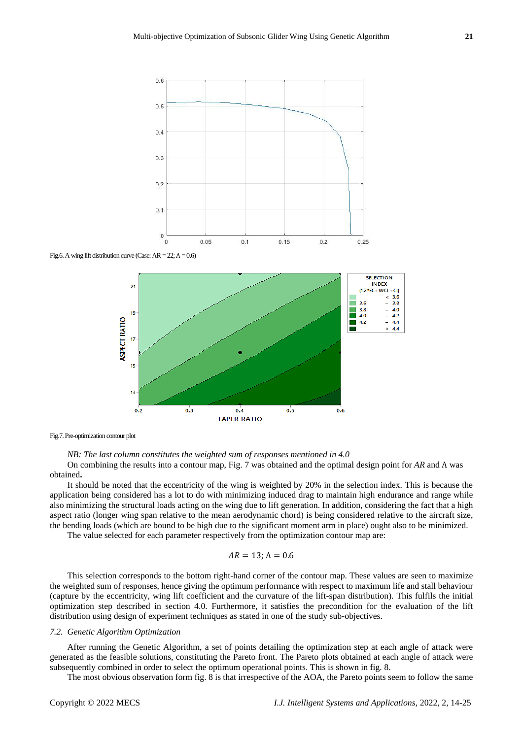Fig.6. A wing lift distribution curve (Case: AR = 22; Λ = 0.6)

Fig.7. Pre-optimization contour plot

*NB: The last column constitutes the weighted sum of responses mentioned in 4.0*

On combining the results into a contour map, Fig. 7 was obtained and the optimal design point for *AR* and Λ was obtained**.**

It should be noted that the eccentricity of the wing is weighted by 20% in the selection index. This is because the application being considered has a lot to do with minimizing induced drag to maintain high endurance and range while also minimizing the structural loads acting on the wing due to lift generation. In addition, considering the fact that a high aspect ratio (longer wing span relative to the mean aerodynamic chord) is being considered relative to the aircraft size, the bending loads (which are bound to be high due to the significant moment arm in place) ought also to be minimized.

The value selected for each parameter respectively from the optimization contour map are:

$$AR = 13; \Lambda = 0.6$$

This selection corresponds to the bottom right-hand corner of the contour map. These values are seen to maximize the weighted sum of responses, hence giving the optimum performance with respect to maximum life and stall behaviour (capture by the eccentricity, wing lift coefficient and the curvature of the lift-span distribution). This fulfils the initial optimization step described in section 4.0. Furthermore, it satisfies the precondition for the evaluation of the lift distribution using design of experiment techniques as stated in one of the study sub-objectives.

### *7.2. Genetic Algorithm Optimization*

After running the Genetic Algorithm, a set of points detailing the optimization step at each angle of attack were generated as the feasible solutions, constituting the Pareto front. The Pareto plots obtained at each angle of attack were subsequently combined in order to select the optimum operational points. This is shown in fig. 8.

The most obvious observation form fig. 8 is that irrespective of the AOA, the Pareto points seem to follow the same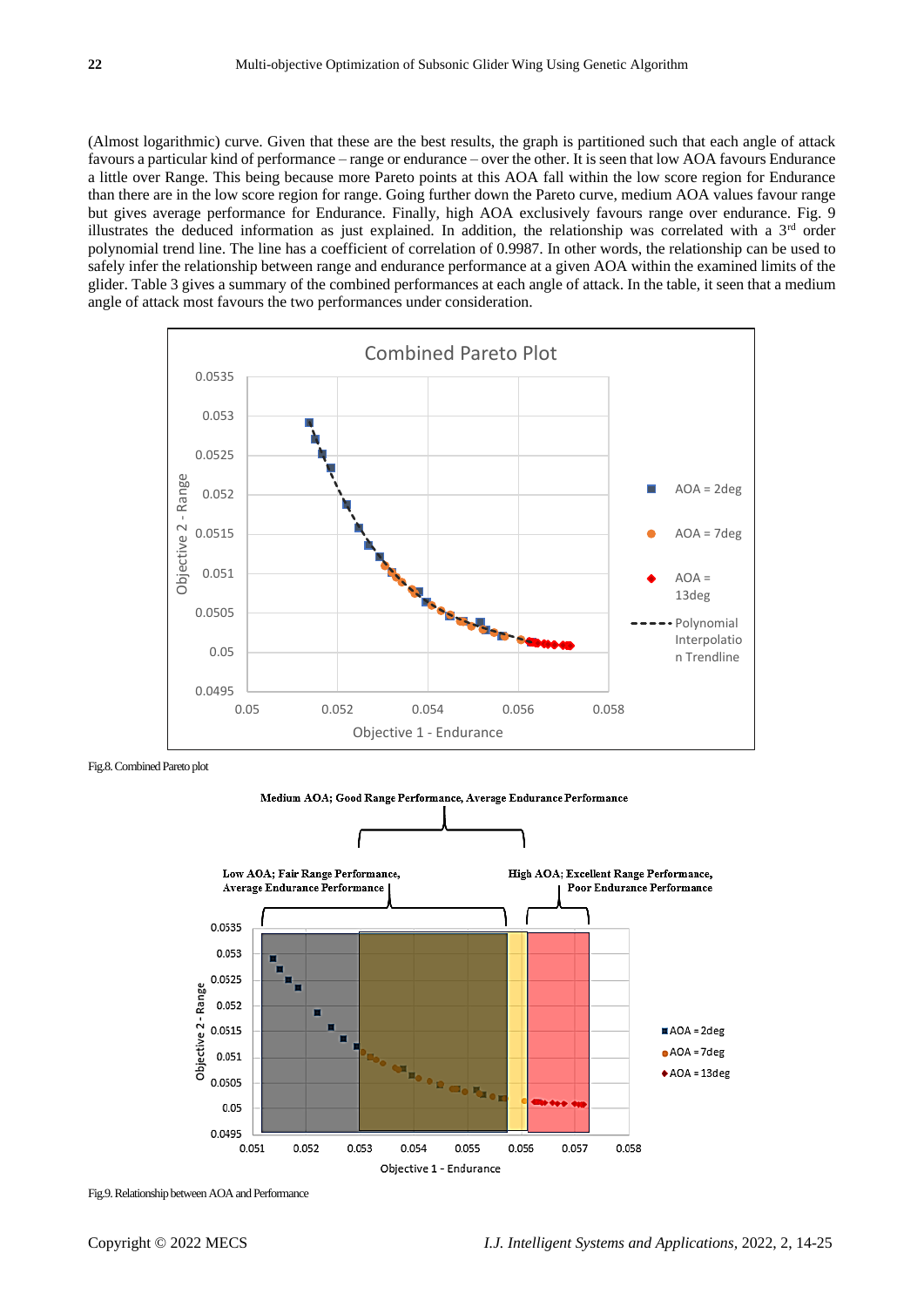(Almost logarithmic) curve. Given that these are the best results, the graph is partitioned such that each angle of attack favours a particular kind of performance – range or endurance – over the other. It is seen that low AOA favours Endurance a little over Range. This being because more Pareto points at this AOA fall within the low score region for Endurance than there are in the low score region for range. Going further down the Pareto curve, medium AOA values favour range but gives average performance for Endurance. Finally, high AOA exclusively favours range over endurance. Fig. 9 illustrates the deduced information as just explained. In addition, the relationship was correlated with a 3rd order polynomial trend line. The line has a coefficient of correlation of 0.9987. In other words, the relationship can be used to safely infer the relationship between range and endurance performance at a given AOA within the examined limits of the glider. Table 3 gives a summary of the combined performances at each angle of attack. In the table, it seen that a medium angle of attack most favours the two performances under consideration.

Fig.8. Combined Pareto plot

Fig.9. Relationship between AOA and Performance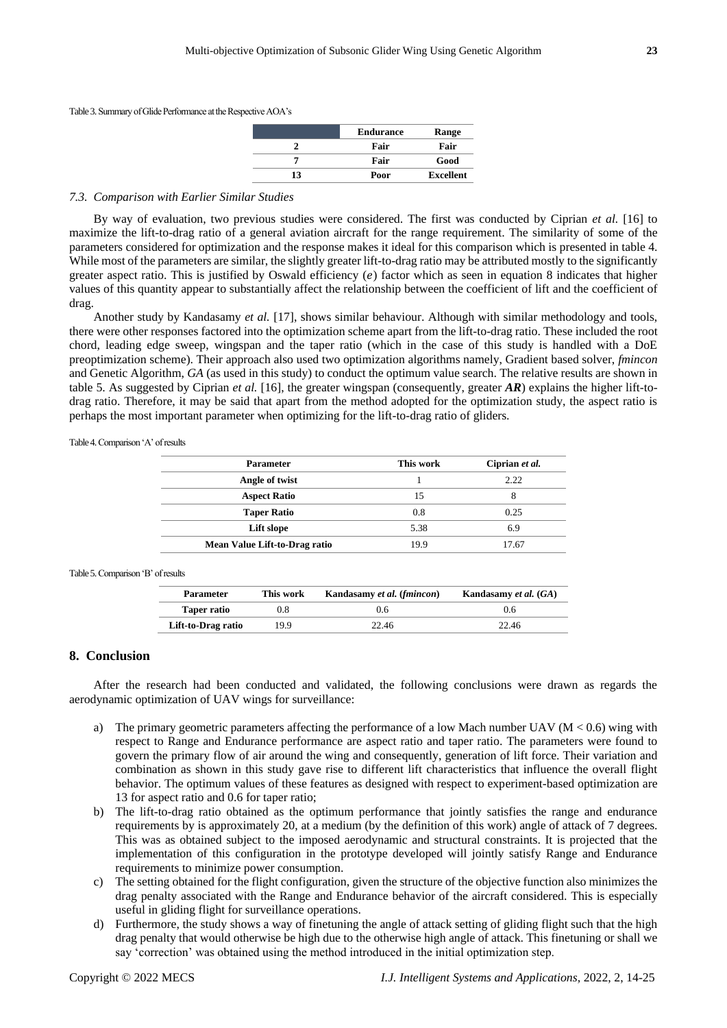Table 3. Summary of Glide Performance at the Respective AOA's

| | Endurance | Range |
|---|---|---|
| 2 | Fair | Fair |
| 7 | Fair | Good |
| 13 | Poor | Excellent |

### 7.3. Comparison with Earlier Similar Studies

By way of evaluation, two previous studies were considered. The first was conducted by Ciprian *et al.* [16] to maximize the lift-to-drag ratio of a general aviation aircraft for the range requirement. The similarity of some of the parameters considered for optimization and the response makes it ideal for this comparison which is presented in table 4. While most of the parameters are similar, the slightly greater lift-to-drag ratio may be attributed mostly to the significantly greater aspect ratio. This is justified by Oswald efficiency ($e$) factor which as seen in equation 8 indicates that higher values of this quantity appear to substantially affect the relationship between the coefficient of lift and the coefficient of drag.

Another study by Kandasamy *et al.* [17], shows similar behaviour. Although with similar methodology and tools, there were other responses factored into the optimization scheme apart from the lift-to-drag ratio. These included the root chord, leading edge sweep, wingspan and the taper ratio (which in the case of this study is handled with a DoE preoptimization scheme). Their approach also used two optimization algorithms namely, Gradient based solver, *fmincon* and Genetic Algorithm, *GA* (as used in this study) to conduct the optimum value search. The relative results are shown in table 5. As suggested by Ciprian *et al.* [16], the greater wingspan (consequently, greater $\boldsymbol{AR}$) explains the higher lift-to-drag ratio. Therefore, it may be said that apart from the method adopted for the optimization study, the aspect ratio is perhaps the most important parameter when optimizing for the lift-to-drag ratio of gliders.

Table 4. Comparison 'A' of results

| Parameter | This work | Ciprian *et al.* |
|---|---|---|
| Angle of twist | 1 | 2.22 |
| Aspect Ratio | 15 | 8 |
| Taper Ratio | 0.8 | 0.25 |
| Lift slope | 5.38 | 6.9 |
| Mean Value Lift-to-Drag ratio | 19.9 | 17.67 |

Table 5. Comparison 'B' of results

| Parameter | This work | Kandasamy *et al.* (*fmincon*) | Kandasamy *et al.* (*GA*) |
|---|---|---|---|
| Taper ratio | 0.8 | 0.6 | 0.6 |
| Lift-to-Drag ratio | 19.9 | 22.46 | 22.46 |

## 8. Conclusion

After the research had been conducted and validated, the following conclusions were drawn as regards the aerodynamic optimization of UAV wings for surveillance:

a) The primary geometric parameters affecting the performance of a low Mach number UAV ($M < 0.6$) wing with respect to Range and Endurance performance are aspect ratio and taper ratio. The parameters were found to govern the primary flow of air around the wing and consequently, generation of lift force. Their variation and combination as shown in this study gave rise to different lift characteristics that influence the overall flight behavior. The optimum values of these features as designed with respect to experiment-based optimization are 13 for aspect ratio and 0.6 for taper ratio;

b) The lift-to-drag ratio obtained as the optimum performance that jointly satisfies the range and endurance requirements by is approximately 20, at a medium (by the definition of this work) angle of attack of 7 degrees. This was as obtained subject to the imposed aerodynamic and structural constraints. It is projected that the implementation of this configuration in the prototype developed will jointly satisfy Range and Endurance requirements to minimize power consumption.

c) The setting obtained for the flight configuration, given the structure of the objective function also minimizes the drag penalty associated with the Range and Endurance behavior of the aircraft considered. This is especially useful in gliding flight for surveillance operations.

d) Furthermore, the study shows a way of finetuning the angle of attack setting of gliding flight such that the high drag penalty that would otherwise be high due to the otherwise high angle of attack. This finetuning or shall we say 'correction' was obtained using the method introduced in the initial optimization step.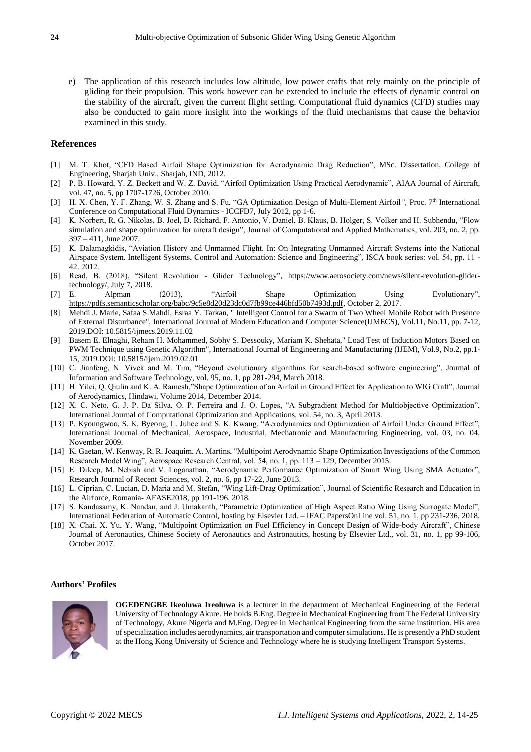e) The application of this research includes low altitude, low power crafts that rely mainly on the principle of gliding for their propulsion. This work however can be extended to include the effects of dynamic control on the stability of the aircraft, given the current flight setting. Computational fluid dynamics (CFD) studies may also be conducted to gain more insight into the workings of the fluid mechanisms that cause the behavior examined in this study.

## References

[1] M. T. Khot, "CFD Based Airfoil Shape Optimization for Aerodynamic Drag Reduction", MSc. Dissertation, College of Engineering, Sharjah Univ., Sharjah, IND, 2012.

[2] P. B. Howard, Y. Z. Beckett and W. Z. David, "Airfoil Optimization Using Practical Aerodynamic", AIAA Journal of Aircraft, vol. 47, no. 5, pp 1707-1726, October 2010.

[3] H. X. Chen, Y. F. Zhang, W. S. Zhang and S. Fu, "GA Optimization Design of Multi-Element Airfoil*"*, Proc. 7th International Conference on Computational Fluid Dynamics - ICCFD7, July 2012, pp 1-6.

[4] K. Norbert, R. G. Nikolas, B. Joel, D. Richard, F. Antonio, V. Daniel, B. Klaus, B. Holger, S. Volker and H. Subhendu, "Flow simulation and shape optimization for aircraft design", Journal of Computational and Applied Mathematics, vol. 203, no. 2, pp. 397 – 411, June 2007.

[5] K. Dalamagkidis, "Aviation History and Unmanned Flight. In: On Integrating Unmanned Aircraft Systems into the National Airspace System. Intelligent Systems, Control and Automation: Science and Engineering", ISCA book series: vol. 54, pp. 11 - 42. 2012.

[6] Read, B. (2018), "Silent Revolution - Glider Technology", https://www.aerosociety.com/news/silent-revolution-glider-technology/, July 7, 2018.

[7] E. Alpman (2013), "Airfoil Shape Optimization Using Evolutionary", https://pdfs.semanticscholar.org/babc/9c5e8d20d23dc0d7fb99ce446bfd50b7493d.pdf, October 2, 2017.

[8] Mehdi J. Marie, Safaa S.Mahdi, Esraa Y. Tarkan, " Intelligent Control for a Swarm of Two Wheel Mobile Robot with Presence of External Disturbance", International Journal of Modern Education and Computer Science(IJMECS), Vol.11, No.11, pp. 7-12, 2019.DOI: 10.5815/ijmecs.2019.11.02

[9] Basem E. Elnaghi, Reham H. Mohammed, Sobhy S. Dessouky, Mariam K. Shehata," Load Test of Induction Motors Based on PWM Technique using Genetic Algorithm", International Journal of Engineering and Manufacturing (IJEM), Vol.9, No.2, pp.1-15, 2019.DOI: 10.5815/ijem.2019.02.01

[10] C. Jianfeng, N. Vivek and M. Tim, "Beyond evolutionary algorithms for search-based software engineering", Journal of Information and Software Technology, vol. 95, no. 1, pp 281-294, March 2018.

[11] H. Yilei, Q. Qiulin and K. A. Ramesh,"Shape Optimization of an Airfoil in Ground Effect for Application to WIG Craft", Journal of Aerodynamics, Hindawi, Volume 2014, December 2014.

[12] X. C. Neto, G. J. P. Da Silva, O. P. Ferreira and J. O. Lopes, "A Subgradient Method for Multiobjective Optimization", International Journal of Computational Optimization and Applications, vol. 54, no. 3, April 2013.

[13] P. Kyoungwoo, S. K. Byeong, L. Juhee and S. K. Kwang, "Aerodynamics and Optimization of Airfoil Under Ground Effect", International Journal of Mechanical, Aerospace, Industrial, Mechatronic and Manufacturing Engineering, vol. 03, no. 04, November 2009.

[14] K. Gaetan, W. Kenway, R. R. Joaquim, A. Martins, "Multipoint Aerodynamic Shape Optimization Investigations of the Common Research Model Wing", Aerospace Research Central, vol. 54, no. 1, pp. 113 – 129, December 2015.

[15] E. Dileep, M. Nebish and V. Loganathan, "Aerodynamic Performance Optimization of Smart Wing Using SMA Actuator", Research Journal of Recent Sciences, vol. 2, no. 6, pp 17-22, June 2013.

[16] L. Ciprian, C. Lucian, D. Maria and M. Stefan, "Wing Lift-Drag Optimization", Journal of Scientific Research and Education in the Airforce, Romania- AFASE2018, pp 191-196, 2018.

[17] S. Kandasamy, K. Nandan, and J. Umakanth, "Parametric Optimization of High Aspect Ratio Wing Using Surrogate Model", International Federation of Automatic Control, hosting by Elsevier Ltd. – IFAC PapersOnLine vol. 51, no. 1, pp 231-236, 2018.

[18] X. Chai, X. Yu, Y. Wang, "Multipoint Optimization on Fuel Efficiency in Concept Design of Wide-body Aircraft", Chinese Journal of Aeronautics, Chinese Society of Aeronautics and Astronautics, hosting by Elsevier Ltd., vol. 31, no. 1, pp 99-106, October 2017.

## Authors' Profiles

**OGEDENGBE Ikeoluwa Ireoluwa** is a lecturer in the department of Mechanical Engineering of the Federal University of Technology Akure. He holds B.Eng. Degree in Mechanical Engineering from The Federal University of Technology, Akure Nigeria and M.Eng. Degree in Mechanical Engineering from the same institution. His area of specialization includes aerodynamics, air transportation and computer simulations. He is presently a PhD student at the Hong Kong University of Science and Technology where he is studying Intelligent Transport Systems.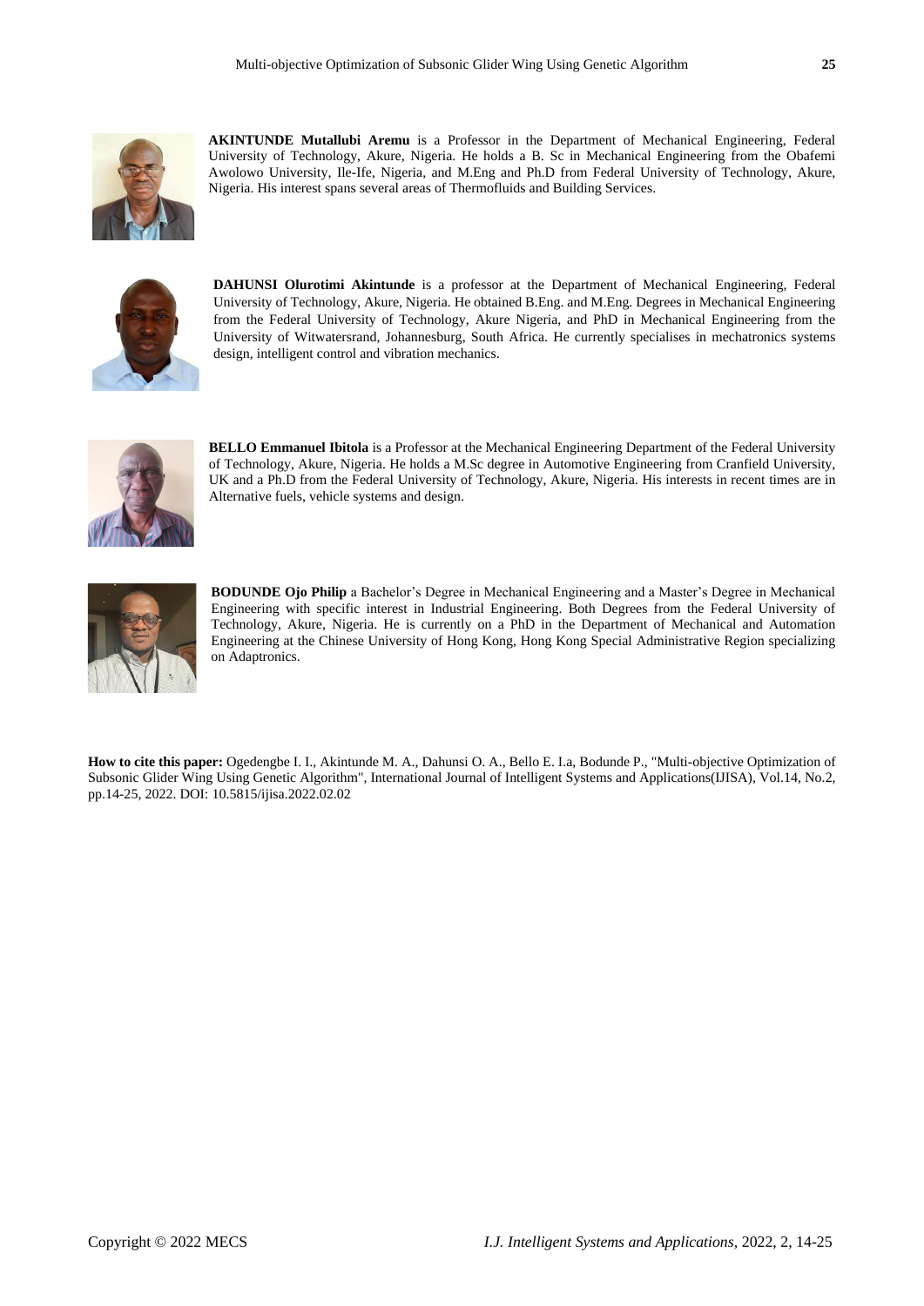**AKINTUNDE Mutallubi Aremu** is a Professor in the Department of Mechanical Engineering, Federal University of Technology, Akure, Nigeria. He holds a B. Sc in Mechanical Engineering from the Obafemi Awolowo University, Ile-Ife, Nigeria, and M.Eng and Ph.D from Federal University of Technology, Akure, Nigeria. His interest spans several areas of Thermofluids and Building Services.

**DAHUNSI Olurotimi Akintunde** is a professor at the Department of Mechanical Engineering, Federal University of Technology, Akure, Nigeria. He obtained B.Eng. and M.Eng. Degrees in Mechanical Engineering from the Federal University of Technology, Akure Nigeria, and PhD in Mechanical Engineering from the University of Witwatersrand, Johannesburg, South Africa. He currently specialises in mechatronics systems design, intelligent control and vibration mechanics.

**BELLO Emmanuel Ibitola** is a Professor at the Mechanical Engineering Department of the Federal University of Technology, Akure, Nigeria. He holds a M.Sc degree in Automotive Engineering from Cranfield University, UK and a Ph.D from the Federal University of Technology, Akure, Nigeria. His interests in recent times are in Alternative fuels, vehicle systems and design.

**BODUNDE Ojo Philip** a Bachelor's Degree in Mechanical Engineering and a Master's Degree in Mechanical Engineering with specific interest in Industrial Engineering. Both Degrees from the Federal University of Technology, Akure, Nigeria. He is currently on a PhD in the Department of Mechanical and Automation Engineering at the Chinese University of Hong Kong, Hong Kong Special Administrative Region specializing on Adaptronics.

**How to cite this paper:** Ogedengbe I. I., Akintunde M. A., Dahunsi O. A., Bello E. I.a, Bodunde P., "Multi-objective Optimization of Subsonic Glider Wing Using Genetic Algorithm", International Journal of Intelligent Systems and Applications(IJISA), Vol.14, No.2, pp.14-25, 2022. DOI: 10.5815/ijisa.2022.02.02